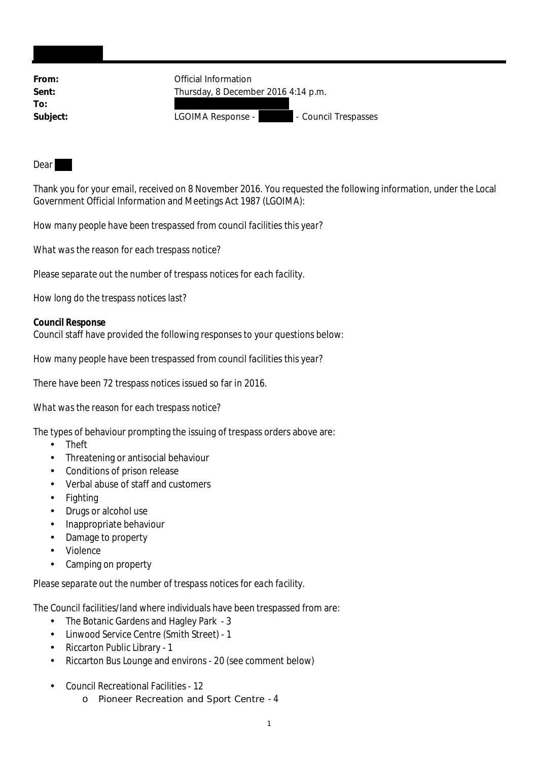**From:** Official Information
**Sent:** Thursday, 8 December 2016 4:14 p.m.
**To:**
**Subject:** LGOIMA Response - - Council Trespasses

Dear

Thank you for your email, received on 8 November 2016. You requested the following information, under the Local Government Official Information and Meetings Act 1987 (LGOIMA):

*How many people have been trespassed from council facilities this year?*

*What was the reason for each trespass notice?*

*Please separate out the number of trespass notices for each facility.*

*How long do the trespass notices last?*

**Council Response**

Council staff have provided the following responses to your questions below:

*How many people have been trespassed from council facilities this year?*

There have been 72 trespass notices issued so far in 2016.

*What was the reason for each trespass notice?*

The types of behaviour prompting the issuing of trespass orders above are:

- Theft
- Threatening or antisocial behaviour
- Conditions of prison release
- Verbal abuse of staff and customers
- Fighting
- Drugs or alcohol use
- Inappropriate behaviour
- Damage to property
- Violence
- Camping on property

*Please separate out the number of trespass notices for each facility.*

The Council facilities/land where individuals have been trespassed from are:

- The Botanic Gardens and Hagley Park - 3
- Linwood Service Centre (Smith Street) - 1
- Riccarton Public Library - 1
- Riccarton Bus Lounge and environs - 20 (see comment below)
- Council Recreational Facilities - 12
  - Pioneer Recreation and Sport Centre - 4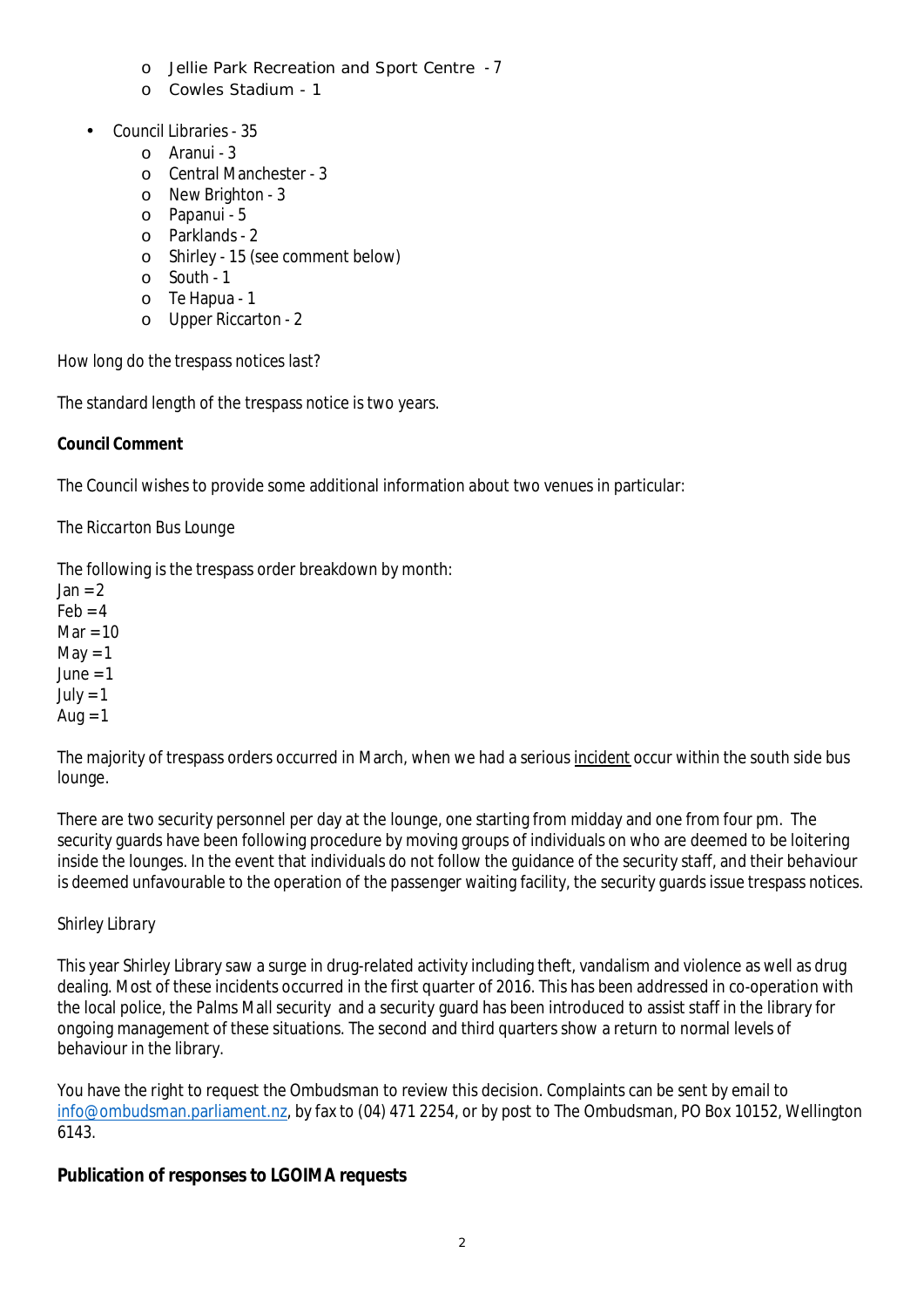- Jellie Park Recreation and Sport Centre - 7
  - Cowles Stadium - 1

- Council Libraries - 35
  - Aranui - 3
  - Central Manchester - 3
  - New Brighton - 3
  - Papanui - 5
  - Parklands - 2
  - Shirley - 15 (see comment below)
  - South - 1
  - Te Hapua - 1
  - Upper Riccarton - 2

*How long do the trespass notices last?*

The standard length of the trespass notice is two years.

**Council Comment**

The Council wishes to provide some additional information about two venues in particular:

*The Riccarton Bus Lounge*

The following is the trespass order breakdown by month:
Jan = 2
Feb = 4
Mar = 10
May = 1
June = 1
July = 1
Aug = 1

The majority of trespass orders occurred in March, when we had a serious incident occur within the south side bus lounge.

There are two security personnel per day at the lounge, one starting from midday and one from four pm. The security guards have been following procedure by moving groups of individuals on who are deemed to be loitering inside the lounges. In the event that individuals do not follow the guidance of the security staff, and their behaviour is deemed unfavourable to the operation of the passenger waiting facility, the security guards issue trespass notices.

*Shirley Library*

This year Shirley Library saw a surge in drug-related activity including theft, vandalism and violence as well as drug dealing. Most of these incidents occurred in the first quarter of 2016. This has been addressed in co-operation with the local police, the Palms Mall security and a security guard has been introduced to assist staff in the library for ongoing management of these situations. The second and third quarters show a return to normal levels of behaviour in the library.

You have the right to request the Ombudsman to review this decision. Complaints can be sent by email to info@ombudsman.parliament.nz, by fax to (04) 471 2254, or by post to The Ombudsman, PO Box 10152, Wellington 6143.

**Publication of responses to LGOIMA requests**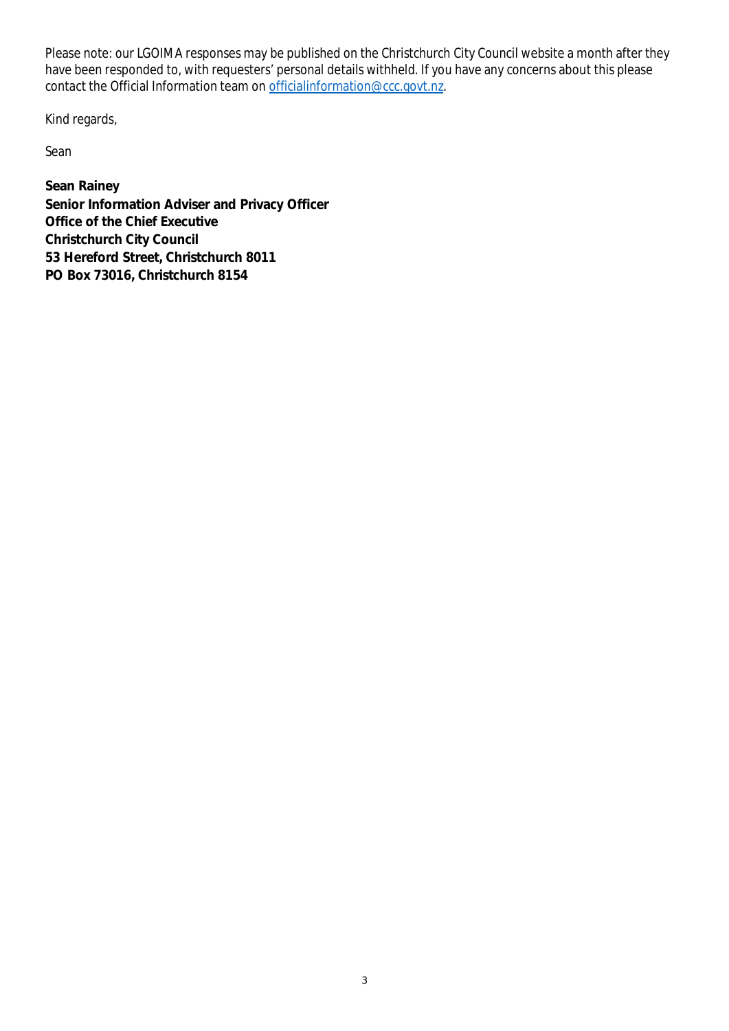Please note: our LGOIMA responses may be published on the Christchurch City Council website a month after they have been responded to, with requesters' personal details withheld. If you have any concerns about this please contact the Official Information team on officialinformation@ccc.govt.nz.

Kind regards,

Sean

**Sean Rainey**
**Senior Information Adviser and Privacy Officer**
**Office of the Chief Executive**
**Christchurch City Council**
**53 Hereford Street, Christchurch 8011**
**PO Box 73016, Christchurch 8154**